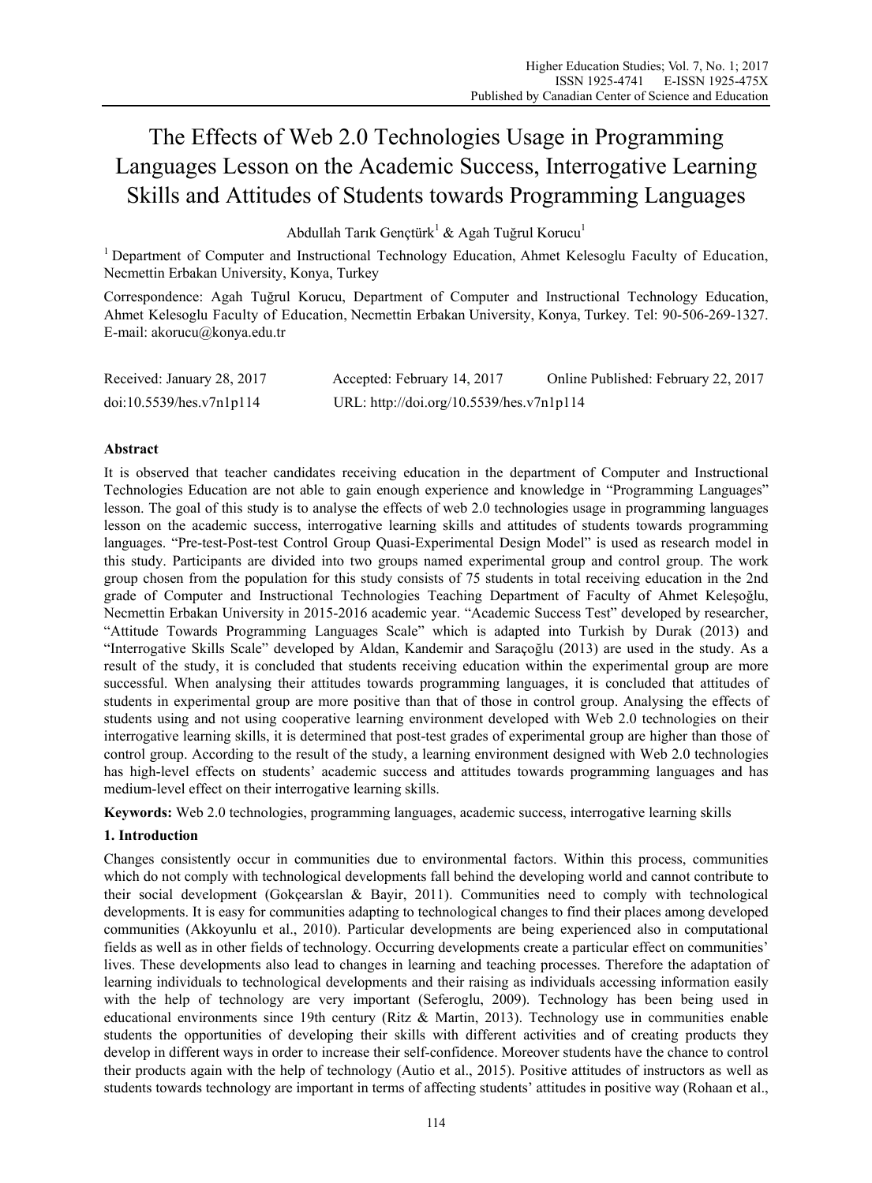# The Effects of Web 2.0 Technologies Usage in Programming Languages Lesson on the Academic Success, Interrogative Learning Skills and Attitudes of Students towards Programming Languages

Abdullah Tarık Gençtürk[1] & Agah Tuğrul Korucu[1]

[1] Department of Computer and Instructional Technology Education, Ahmet Kelesoglu Faculty of Education, Necmettin Erbakan University, Konya, Turkey

Correspondence: Agah Tuğrul Korucu, Department of Computer and Instructional Technology Education, Ahmet Kelesoglu Faculty of Education, Necmettin Erbakan University, Konya, Turkey. Tel: 90-506-269-1327. E-mail: akorucu@konya.edu.tr

Received: January 28, 2017 Accepted: February 14, 2017 Online Published: February 22, 2017

doi:10.5539/hes.v7n1p114 URL: http://doi.org/10.5539/hes.v7n1p114

**Abstract**

It is observed that teacher candidates receiving education in the department of Computer and Instructional Technologies Education are not able to gain enough experience and knowledge in "Programming Languages" lesson. The goal of this study is to analyse the effects of web 2.0 technologies usage in programming languages lesson on the academic success, interrogative learning skills and attitudes of students towards programming languages. "Pre-test-Post-test Control Group Quasi-Experimental Design Model" is used as research model in this study. Participants are divided into two groups named experimental group and control group. The work group chosen from the population for this study consists of 75 students in total receiving education in the 2nd grade of Computer and Instructional Technologies Teaching Department of Faculty of Ahmet Keleşoğlu, Necmettin Erbakan University in 2015-2016 academic year. "Academic Success Test" developed by researcher, "Attitude Towards Programming Languages Scale" which is adapted into Turkish by Durak (2013) and "Interrogative Skills Scale" developed by Aldan, Kandemir and Saraçoğlu (2013) are used in the study. As a result of the study, it is concluded that students receiving education within the experimental group are more successful. When analysing their attitudes towards programming languages, it is concluded that attitudes of students in experimental group are more positive than that of those in control group. Analysing the effects of students using and not using cooperative learning environment developed with Web 2.0 technologies on their interrogative learning skills, it is determined that post-test grades of experimental group are higher than those of control group. According to the result of the study, a learning environment designed with Web 2.0 technologies has high-level effects on students' academic success and attitudes towards programming languages and has medium-level effect on their interrogative learning skills.

**Keywords:** Web 2.0 technologies, programming languages, academic success, interrogative learning skills

## 1. Introduction

Changes consistently occur in communities due to environmental factors. Within this process, communities which do not comply with technological developments fall behind the developing world and cannot contribute to their social development (Gokçearslan & Bayir, 2011). Communities need to comply with technological developments. It is easy for communities adapting to technological changes to find their places among developed communities (Akkoyunlu et al., 2010). Particular developments are being experienced also in computational fields as well as in other fields of technology. Occurring developments create a particular effect on communities' lives. These developments also lead to changes in learning and teaching processes. Therefore the adaptation of learning individuals to technological developments and their raising as individuals accessing information easily with the help of technology are very important (Seferoglu, 2009). Technology has been being used in educational environments since 19th century (Ritz & Martin, 2013). Technology use in communities enable students the opportunities of developing their skills with different activities and of creating products they develop in different ways in order to increase their self-confidence. Moreover students have the chance to control their products again with the help of technology (Autio et al., 2015). Positive attitudes of instructors as well as students towards technology are important in terms of affecting students' attitudes in positive way (Rohaan et al.,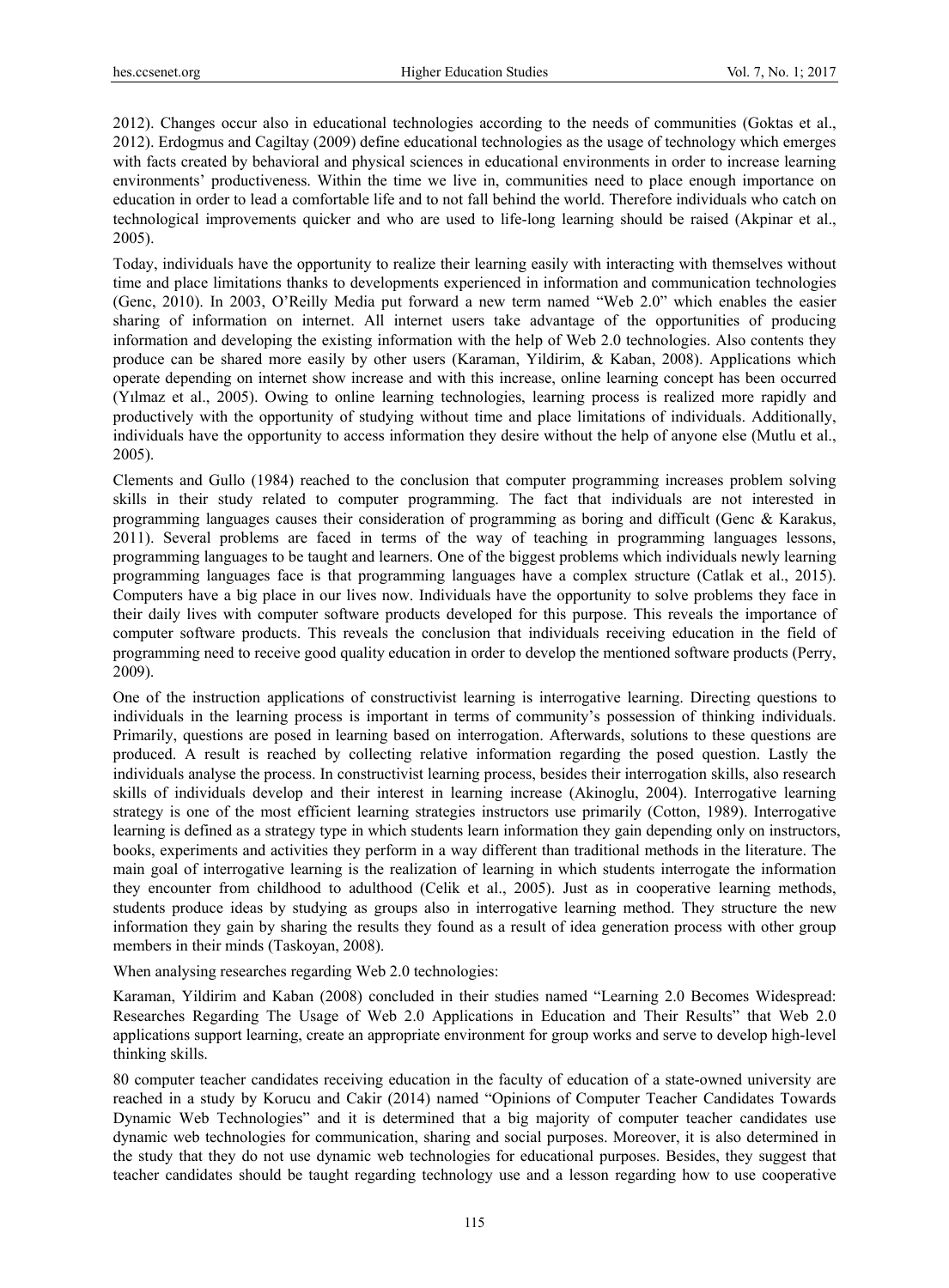2012). Changes occur also in educational technologies according to the needs of communities (Goktas et al., 2012). Erdogmus and Cagiltay (2009) define educational technologies as the usage of technology which emerges with facts created by behavioral and physical sciences in educational environments in order to increase learning environments' productiveness. Within the time we live in, communities need to place enough importance on education in order to lead a comfortable life and to not fall behind the world. Therefore individuals who catch on technological improvements quicker and who are used to life-long learning should be raised (Akpinar et al., 2005).

Today, individuals have the opportunity to realize their learning easily with interacting with themselves without time and place limitations thanks to developments experienced in information and communication technologies (Genc, 2010). In 2003, O'Reilly Media put forward a new term named "Web 2.0" which enables the easier sharing of information on internet. All internet users take advantage of the opportunities of producing information and developing the existing information with the help of Web 2.0 technologies. Also contents they produce can be shared more easily by other users (Karaman, Yildirim, & Kaban, 2008). Applications which operate depending on internet show increase and with this increase, online learning concept has been occurred (Yılmaz et al., 2005). Owing to online learning technologies, learning process is realized more rapidly and productively with the opportunity of studying without time and place limitations of individuals. Additionally, individuals have the opportunity to access information they desire without the help of anyone else (Mutlu et al., 2005).

Clements and Gullo (1984) reached to the conclusion that computer programming increases problem solving skills in their study related to computer programming. The fact that individuals are not interested in programming languages causes their consideration of programming as boring and difficult (Genc & Karakus, 2011). Several problems are faced in terms of the way of teaching in programming languages lessons, programming languages to be taught and learners. One of the biggest problems which individuals newly learning programming languages face is that programming languages have a complex structure (Catlak et al., 2015). Computers have a big place in our lives now. Individuals have the opportunity to solve problems they face in their daily lives with computer software products developed for this purpose. This reveals the importance of computer software products. This reveals the conclusion that individuals receiving education in the field of programming need to receive good quality education in order to develop the mentioned software products (Perry, 2009).

One of the instruction applications of constructivist learning is interrogative learning. Directing questions to individuals in the learning process is important in terms of community's possession of thinking individuals. Primarily, questions are posed in learning based on interrogation. Afterwards, solutions to these questions are produced. A result is reached by collecting relative information regarding the posed question. Lastly the individuals analyse the process. In constructivist learning process, besides their interrogation skills, also research skills of individuals develop and their interest in learning increase (Akinoglu, 2004). Interrogative learning strategy is one of the most efficient learning strategies instructors use primarily (Cotton, 1989). Interrogative learning is defined as a strategy type in which students learn information they gain depending only on instructors, books, experiments and activities they perform in a way different than traditional methods in the literature. The main goal of interrogative learning is the realization of learning in which students interrogate the information they encounter from childhood to adulthood (Celik et al., 2005). Just as in cooperative learning methods, students produce ideas by studying as groups also in interrogative learning method. They structure the new information they gain by sharing the results they found as a result of idea generation process with other group members in their minds (Taskoyan, 2008).

When analysing researches regarding Web 2.0 technologies:

Karaman, Yildirim and Kaban (2008) concluded in their studies named "Learning 2.0 Becomes Widespread: Researches Regarding The Usage of Web 2.0 Applications in Education and Their Results" that Web 2.0 applications support learning, create an appropriate environment for group works and serve to develop high-level thinking skills.

80 computer teacher candidates receiving education in the faculty of education of a state-owned university are reached in a study by Korucu and Cakir (2014) named "Opinions of Computer Teacher Candidates Towards Dynamic Web Technologies" and it is determined that a big majority of computer teacher candidates use dynamic web technologies for communication, sharing and social purposes. Moreover, it is also determined in the study that they do not use dynamic web technologies for educational purposes. Besides, they suggest that teacher candidates should be taught regarding technology use and a lesson regarding how to use cooperative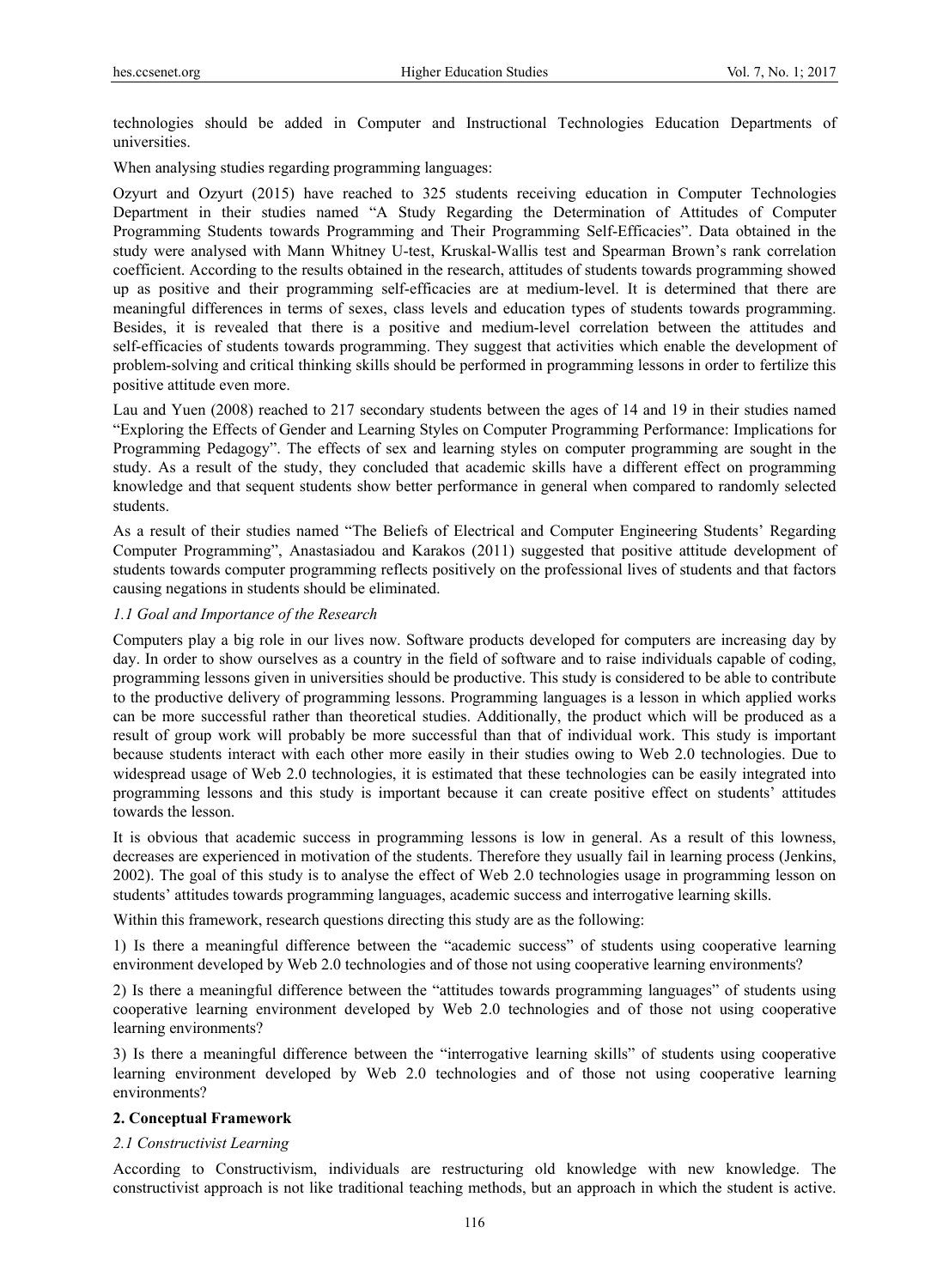technologies should be added in Computer and Instructional Technologies Education Departments of universities.

When analysing studies regarding programming languages:

Ozyurt and Ozyurt (2015) have reached to 325 students receiving education in Computer Technologies Department in their studies named "A Study Regarding the Determination of Attitudes of Computer Programming Students towards Programming and Their Programming Self-Efficacies". Data obtained in the study were analysed with Mann Whitney U-test, Kruskal-Wallis test and Spearman Brown's rank correlation coefficient. According to the results obtained in the research, attitudes of students towards programming showed up as positive and their programming self-efficacies are at medium-level. It is determined that there are meaningful differences in terms of sexes, class levels and education types of students towards programming. Besides, it is revealed that there is a positive and medium-level correlation between the attitudes and self-efficacies of students towards programming. They suggest that activities which enable the development of problem-solving and critical thinking skills should be performed in programming lessons in order to fertilize this positive attitude even more.

Lau and Yuen (2008) reached to 217 secondary students between the ages of 14 and 19 in their studies named "Exploring the Effects of Gender and Learning Styles on Computer Programming Performance: Implications for Programming Pedagogy". The effects of sex and learning styles on computer programming are sought in the study. As a result of the study, they concluded that academic skills have a different effect on programming knowledge and that sequent students show better performance in general when compared to randomly selected students.

As a result of their studies named "The Beliefs of Electrical and Computer Engineering Students' Regarding Computer Programming", Anastasiadou and Karakos (2011) suggested that positive attitude development of students towards computer programming reflects positively on the professional lives of students and that factors causing negations in students should be eliminated.

### *1.1 Goal and Importance of the Research*

Computers play a big role in our lives now. Software products developed for computers are increasing day by day. In order to show ourselves as a country in the field of software and to raise individuals capable of coding, programming lessons given in universities should be productive. This study is considered to be able to contribute to the productive delivery of programming lessons. Programming languages is a lesson in which applied works can be more successful rather than theoretical studies. Additionally, the product which will be produced as a result of group work will probably be more successful than that of individual work. This study is important because students interact with each other more easily in their studies owing to Web 2.0 technologies. Due to widespread usage of Web 2.0 technologies, it is estimated that these technologies can be easily integrated into programming lessons and this study is important because it can create positive effect on students' attitudes towards the lesson.

It is obvious that academic success in programming lessons is low in general. As a result of this lowness, decreases are experienced in motivation of the students. Therefore they usually fail in learning process (Jenkins, 2002). The goal of this study is to analyse the effect of Web 2.0 technologies usage in programming lesson on students' attitudes towards programming languages, academic success and interrogative learning skills.

Within this framework, research questions directing this study are as the following:

1) Is there a meaningful difference between the "academic success" of students using cooperative learning environment developed by Web 2.0 technologies and of those not using cooperative learning environments?

2) Is there a meaningful difference between the "attitudes towards programming languages" of students using cooperative learning environment developed by Web 2.0 technologies and of those not using cooperative learning environments?

3) Is there a meaningful difference between the "interrogative learning skills" of students using cooperative learning environment developed by Web 2.0 technologies and of those not using cooperative learning environments?

## 2. Conceptual Framework

### *2.1 Constructivist Learning*

According to Constructivism, individuals are restructuring old knowledge with new knowledge. The constructivist approach is not like traditional teaching methods, but an approach in which the student is active.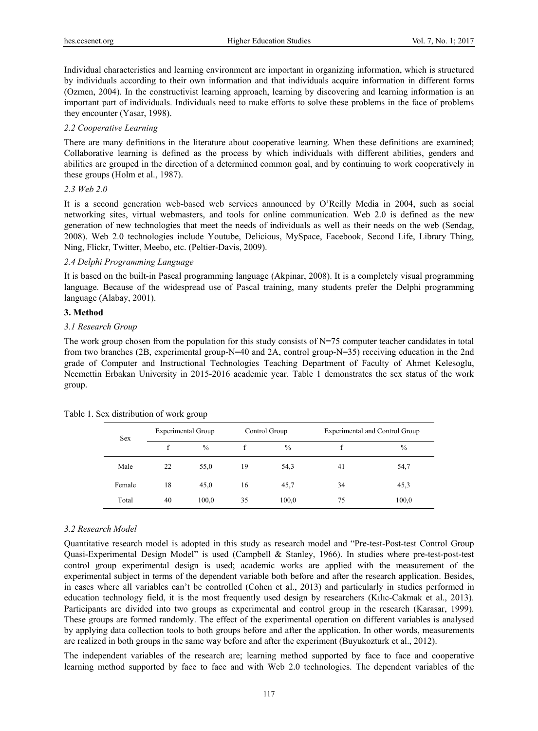Individual characteristics and learning environment are important in organizing information, which is structured by individuals according to their own information and that individuals acquire information in different forms (Ozmen, 2004). In the constructivist learning approach, learning by discovering and learning information is an important part of individuals. Individuals need to make efforts to solve these problems in the face of problems they encounter (Yasar, 1998).

### *2.2 Cooperative Learning*

There are many definitions in the literature about cooperative learning. When these definitions are examined; Collaborative learning is defined as the process by which individuals with different abilities, genders and abilities are grouped in the direction of a determined common goal, and by continuing to work cooperatively in these groups (Holm et al., 1987).

### *2.3 Web 2.0*

It is a second generation web-based web services announced by O'Reilly Media in 2004, such as social networking sites, virtual webmasters, and tools for online communication. Web 2.0 is defined as the new generation of new technologies that meet the needs of individuals as well as their needs on the web (Sendag, 2008). Web 2.0 technologies include Youtube, Delicious, MySpace, Facebook, Second Life, Library Thing, Ning, Flickr, Twitter, Meebo, etc. (Peltier-Davis, 2009).

### *2.4 Delphi Programming Language*

It is based on the built-in Pascal programming language (Akpinar, 2008). It is a completely visual programming language. Because of the widespread use of Pascal training, many students prefer the Delphi programming language (Alabay, 2001).

## 3. Method

### *3.1 Research Group*

The work group chosen from the population for this study consists of N=75 computer teacher candidates in total from two branches (2B, experimental group-N=40 and 2A, control group-N=35) receiving education in the 2nd grade of Computer and Instructional Technologies Teaching Department of Faculty of Ahmet Kelesoglu, Necmettin Erbakan University in 2015-2016 academic year. Table 1 demonstrates the sex status of the work group.

Table 1. Sex distribution of work group

| Sex | Experimental Group | | Control Group | | Experimental and Control Group | |
|---|---|---|---|---|---|---|
| | f | % | f | % | f | % |
| Male | 22 | 55,0 | 19 | 54,3 | 41 | 54,7 |
| Female | 18 | 45,0 | 16 | 45,7 | 34 | 45,3 |
| Total | 40 | 100,0 | 35 | 100,0 | 75 | 100,0 |

### *3.2 Research Model*

Quantitative research model is adopted in this study as research model and "Pre-test-Post-test Control Group Quasi-Experimental Design Model" is used (Campbell & Stanley, 1966). In studies where pre-test-post-test control group experimental design is used; academic works are applied with the measurement of the experimental subject in terms of the dependent variable both before and after the research application. Besides, in cases where all variables can't be controlled (Cohen et al., 2013) and particularly in studies performed in education technology field, it is the most frequently used design by researchers (Kılıc-Cakmak et al., 2013). Participants are divided into two groups as experimental and control group in the research (Karasar, 1999). These groups are formed randomly. The effect of the experimental operation on different variables is analysed by applying data collection tools to both groups before and after the application. In other words, measurements are realized in both groups in the same way before and after the experiment (Buyukozturk et al., 2012).

The independent variables of the research are; learning method supported by face to face and cooperative learning method supported by face to face and with Web 2.0 technologies. The dependent variables of the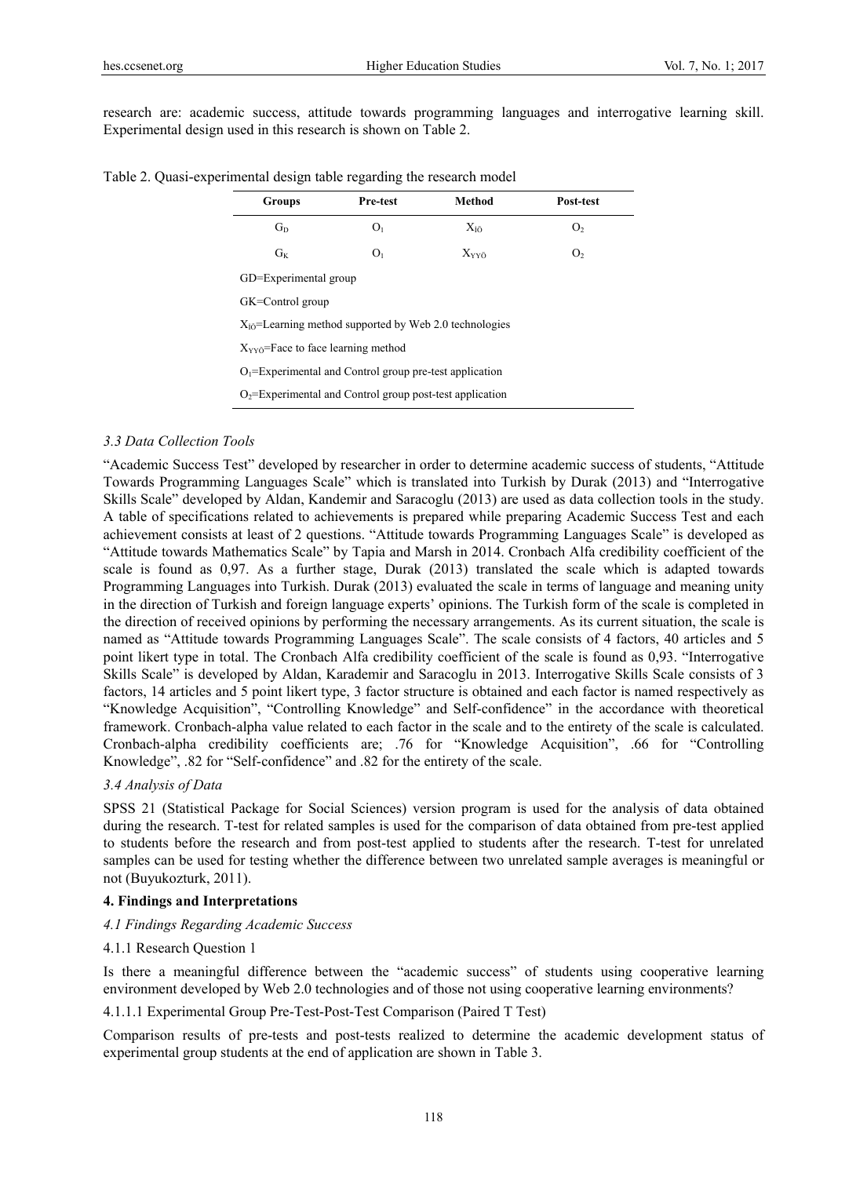research are: academic success, attitude towards programming languages and interrogative learning skill. Experimental design used in this research is shown on Table 2.

Table 2. Quasi-experimental design table regarding the research model

| Groups | Pre-test | Method | Post-test |
|---|---|---|---|
| $G_D$ | $O_1$ | $X_{IÖ}$ | $O_2$ |
| $G_K$ | $O_1$ | $X_{YYÖ}$ | $O_2$ |

GD=Experimental group

GK=Control group

$X_{IÖ}$=Learning method supported by Web 2.0 technologies

$X_{YYÖ}$=Face to face learning method

$O_1$=Experimental and Control group pre-test application

$O_2$=Experimental and Control group post-test application

### *3.3 Data Collection Tools*

"Academic Success Test" developed by researcher in order to determine academic success of students, "Attitude Towards Programming Languages Scale" which is translated into Turkish by Durak (2013) and "Interrogative Skills Scale" developed by Aldan, Kandemir and Saracoglu (2013) are used as data collection tools in the study. A table of specifications related to achievements is prepared while preparing Academic Success Test and each achievement consists at least of 2 questions. "Attitude Towards Programming Languages Scale" is developed as "Attitude towards Mathematics Scale" by Tapia and Marsh in 2014. Cronbach Alfa credibility coefficient of the scale is found as 0,97. As a further stage, Durak (2013) translated the scale which is adapted towards Programming Languages into Turkish. Durak (2013) evaluated the scale in terms of language and meaning unity in the direction of Turkish and foreign language experts' opinions. The Turkish form of the scale is completed in the direction of received opinions by performing the necessary arrangements. As its current situation, the scale is named as "Attitude towards Programming Languages Scale". The scale consists of 4 factors, 40 articles and 5 point likert type in total. The Cronbach Alfa credibility coefficient of the scale is found as 0,93. "Interrogative Skills Scale" is developed by Aldan, Karademir and Saracoglu in 2013. Interrogative Skills Scale consists of 3 factors, 14 articles and 5 point likert type, 3 factor structure is obtained and each factor is named respectively as "Knowledge Acquisition", "Controlling Knowledge" and Self-confidence" in the accordance with theoretical framework. Cronbach-alpha value related to each factor in the scale and to the entirety of the scale is calculated. Cronbach-alpha credibility coefficients are; .76 for "Knowledge Acquisition", .66 for "Controlling Knowledge", .82 for "Self-confidence" and .82 for the entirety of the scale.

### *3.4 Analysis of Data*

SPSS 21 (Statistical Package for Social Sciences) version program is used for the analysis of data obtained during the research. T-test for related samples is used for the comparison of data obtained from pre-test applied to students before the research and from post-test applied to students after the research. T-test for unrelated samples can be used for testing whether the difference between two unrelated sample averages is meaningful or not (Buyukozturk, 2011).

## **4. Findings and Interpretations**

### *4.1 Findings Regarding Academic Success*

#### 4.1.1 Research Question 1

Is there a meaningful difference between the "academic success" of students using cooperative learning environment developed by Web 2.0 technologies and of those not using cooperative learning environments?

##### 4.1.1.1 Experimental Group Pre-Test-Post-Test Comparison (Paired T Test)

Comparison results of pre-tests and post-tests realized to determine the academic development status of experimental group students at the end of application are shown in Table 3.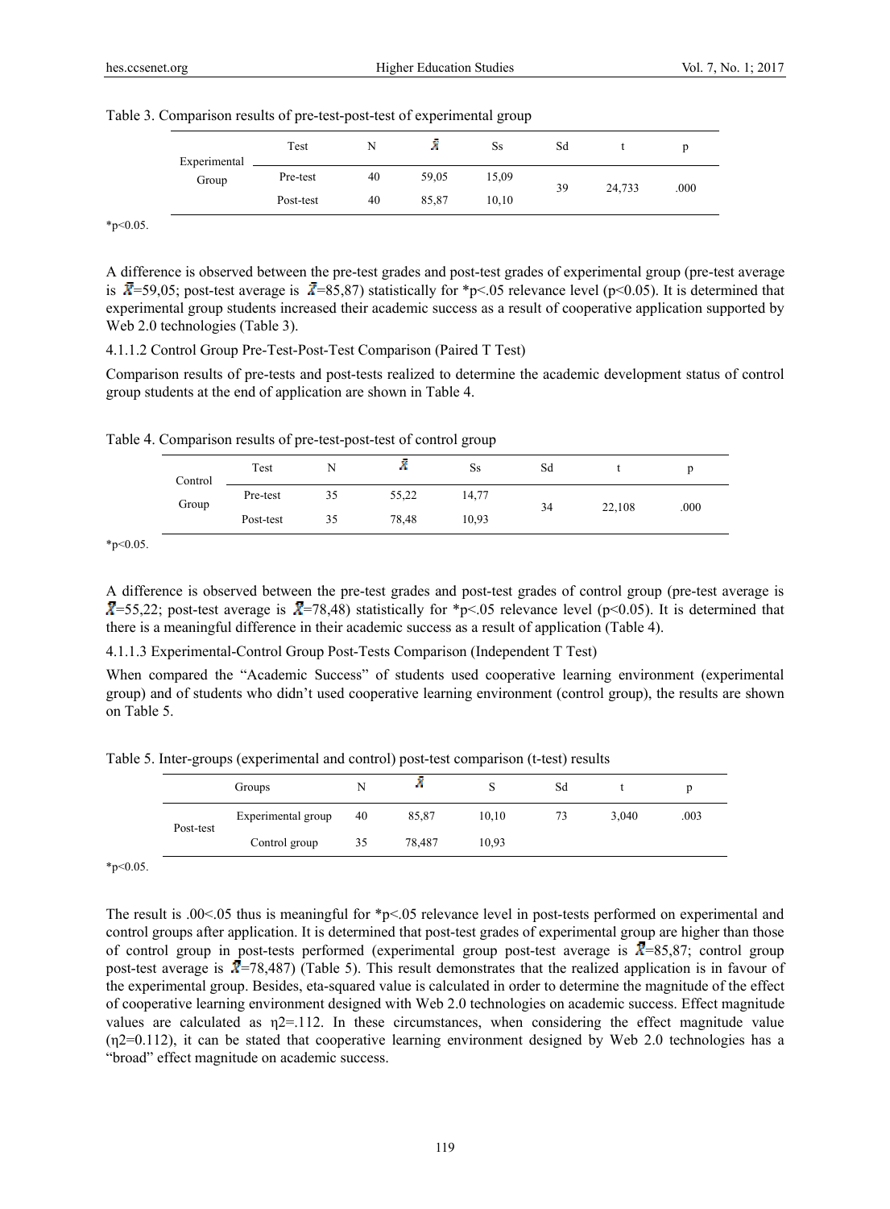Table 3. Comparison results of pre-test-post-test of experimental group

| | Test | N | $\bar{X}$ | Ss | Sd | t | p |
|---|---|---|---|---|---|---|---|
| Experimental Group | Pre-test | 40 | 59,05 | 15,09 | 39 | 24,733 | .000 |
| | Post-test | 40 | 85,87 | 10,10 | | | |

*p<0.05.

A difference is observed between the pre-test grades and post-test grades of experimental group (pre-test average is $\bar{X}$=59,05; post-test average is $\bar{X}$=85,87) statistically for *p<.05 relevance level (p<0.05). It is determined that experimental group students increased their academic success as a result of cooperative application supported by Web 2.0 technologies (Table 3).

4.1.1.2 Control Group Pre-Test-Post-Test Comparison (Paired T Test)

Comparison results of pre-tests and post-tests realized to determine the academic development status of control group students at the end of application are shown in Table 4.

Table 4. Comparison results of pre-test-post-test of control group

| | Test | N | $\bar{X}$ | Ss | Sd | t | p |
|---|---|---|---|---|---|---|---|
| Control Group | Pre-test | 35 | 55,22 | 14,77 | 34 | 22,108 | .000 |
| | Post-test | 35 | 78,48 | 10,93 | | | |

*p<0.05.

A difference is observed between the pre-test grades and post-test grades of control group (pre-test average is $\bar{X}$=55,22; post-test average is $\bar{X}$=78,48) statistically for *p<.05 relevance level (p<0.05). It is determined that there is a meaningful difference in their academic success as a result of application (Table 4).

4.1.1.3 Experimental-Control Group Post-Tests Comparison (Independent T Test)

When compared the "Academic Success" of students used cooperative learning environment (experimental group) and of students who didn't used cooperative learning environment (control group), the results are shown on Table 5.

Table 5. Inter-groups (experimental and control) post-test comparison (t-test) results

| | Groups | N | $\bar{X}$ | S | Sd | t | p |
|---|---|---|---|---|---|---|---|
| Post-test | Experimental group | 40 | 85,87 | 10,10 | 73 | 3,040 | .003 |
| | Control group | 35 | 78,487 | 10,93 | | | |

*p<0.05.

The result is .00<.05 thus is meaningful for *p<.05 relevance level in post-tests performed on experimental and control groups after application. It is determined that post-test grades of experimental group are higher than those of control group in post-tests performed (experimental group post-test average is $\bar{X}$=85,87; control group post-test average is $\bar{X}$=78,487) (Table 5). This result demonstrates that the realized application is in favour of the experimental group. Besides, eta-squared value is calculated in order to determine the magnitude of the effect of cooperative learning environment designed with Web 2.0 technologies on academic success. Effect magnitude values are calculated as $\eta^2$=.112. In these circumstances, when considering the effect magnitude value ($\eta^2$=0.112), it can be stated that cooperative learning environment designed by Web 2.0 technologies has a "broad" effect magnitude on academic success.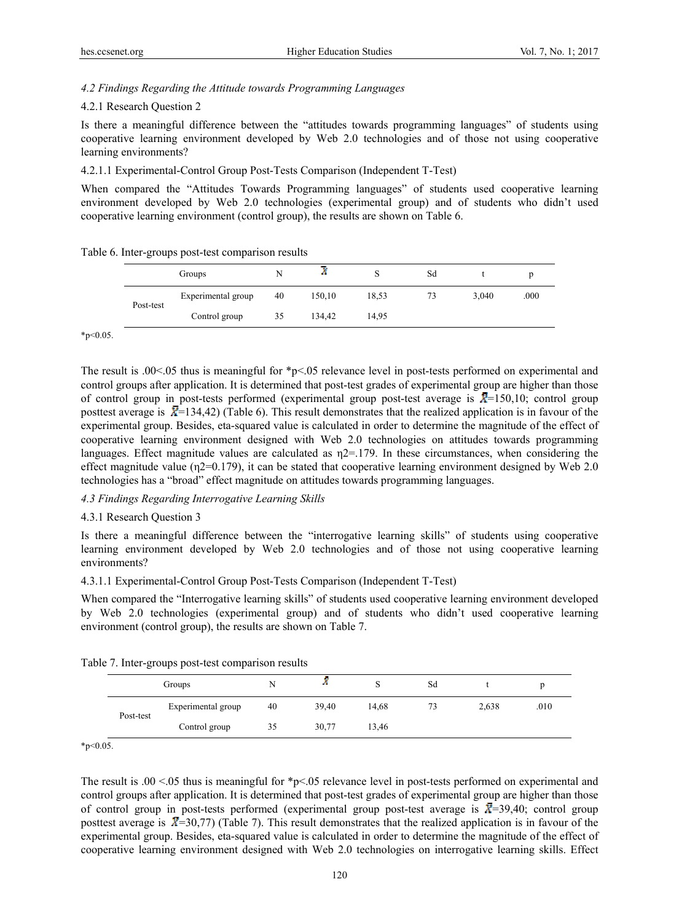*4.2 Findings Regarding the Attitude towards Programming Languages*

4.2.1 Research Question 2

Is there a meaningful difference between the "attitudes towards programming languages" of students using cooperative learning environment developed by Web 2.0 technologies and of those not using cooperative learning environments?

4.2.1.1 Experimental-Control Group Post-Tests Comparison (Independent T-Test)

When compared the "Attitudes Towards Programming languages" of students used cooperative learning environment developed by Web 2.0 technologies (experimental group) and of students who didn't used cooperative learning environment (control group), the results are shown on Table 6.

Table 6. Inter-groups post-test comparison results

| | Groups | N | $\bar{X}$ | S | Sd | t | p |
|---|---|---|---|---|---|---|---|
| Post-test | Experimental group | 40 | 150,10 | 18,53 | 73 | 3,040 | .000 |
| | Control group | 35 | 134,42 | 14,95 | | | |

*p<0.05.

The result is .00<.05 thus is meaningful for *p<.05 relevance level in post-tests performed on experimental and control groups after application. It is determined that post-test grades of experimental group are higher than those of control group in post-tests performed (experimental group post-test average is $\bar{X}$=150,10; control group posttest average is $\bar{X}$=134,42) (Table 6). This result demonstrates that the realized application is in favour of the experimental group. Besides, eta-squared value is calculated in order to determine the magnitude of the effect of cooperative learning environment designed with Web 2.0 technologies on attitudes towards programming languages. Effect magnitude values are calculated as $\eta^2$=.179. In these circumstances, when considering the effect magnitude value ($\eta^2$=0.179), it can be stated that cooperative learning environment designed by Web 2.0 technologies has a "broad" effect magnitude on attitudes towards programming languages.

*4.3 Findings Regarding Interrogative Learning Skills*

4.3.1 Research Question 3

Is there a meaningful difference between the "interrogative learning skills" of students using cooperative learning environment developed by Web 2.0 technologies and of those not using cooperative learning environments?

4.3.1.1 Experimental-Control Group Post-Tests Comparison (Independent T-Test)

When compared the "Interrogative learning skills" of students used cooperative learning environment developed by Web 2.0 technologies (experimental group) and of students who didn't used cooperative learning environment (control group), the results are shown on Table 7.

Table 7. Inter-groups post-test comparison results

| | Groups | N | $\bar{X}$ | S | Sd | t | p |
|---|---|---|---|---|---|---|---|
| Post-test | Experimental group | 40 | 39,40 | 14,68 | 73 | 2,638 | .010 |
| | Control group | 35 | 30,77 | 13,46 | | | |

*p<0.05.

The result is .00 <.05 thus is meaningful for *p<.05 relevance level in post-tests performed on experimental and control groups after application. It is determined that post-test grades of experimental group are higher than those of control group in post-tests performed (experimental group post-test average is $\bar{X}$=39,40; control group posttest average is $\bar{X}$=30,77) (Table 7). This result demonstrates that the realized application is in favour of the experimental group. Besides, eta-squared value is calculated in order to determine the magnitude of the effect of cooperative learning environment designed with Web 2.0 technologies on interrogative learning skills. Effect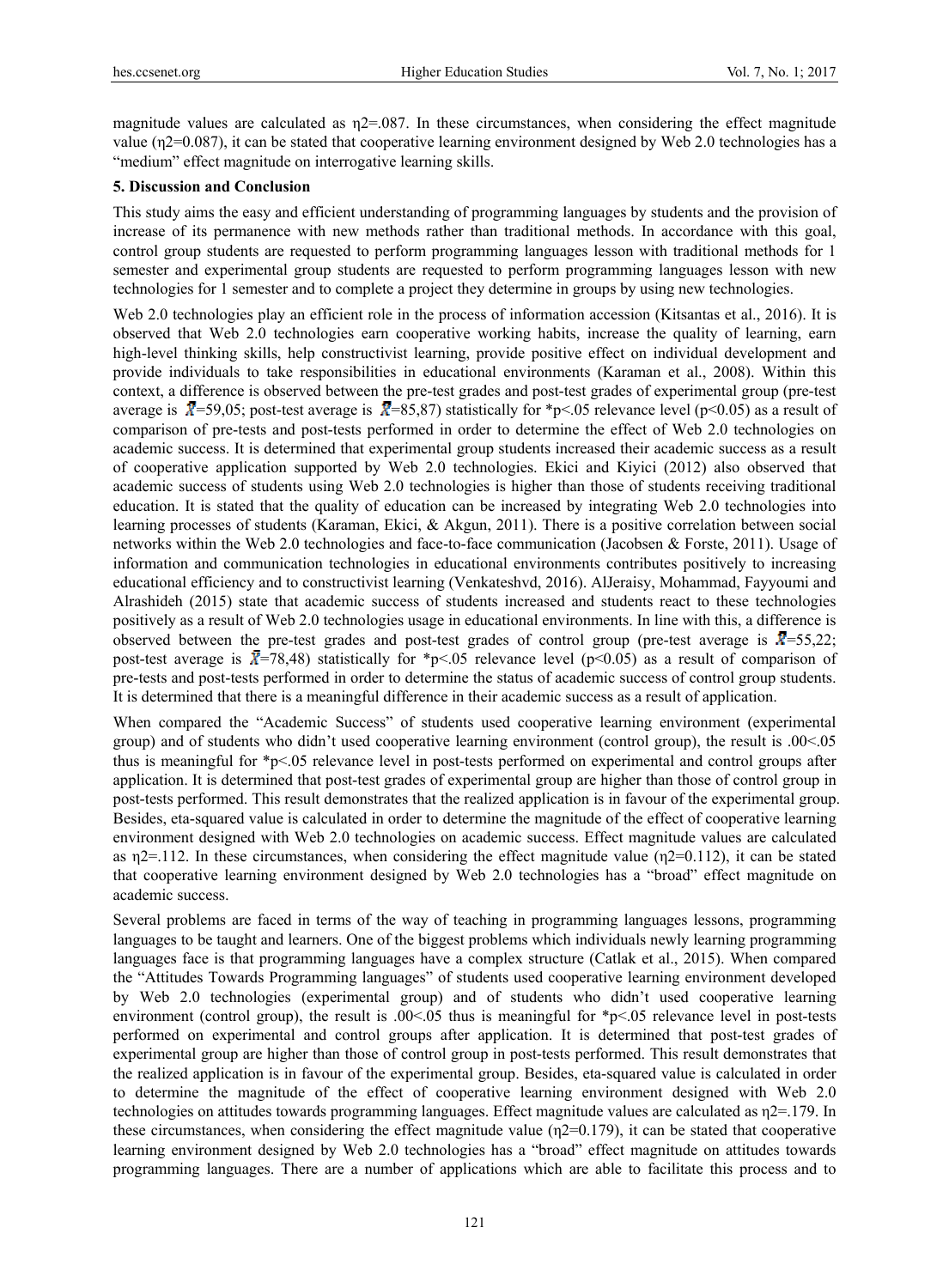magnitude values are calculated as η2=.087. In these circumstances, when considering the effect magnitude value (η2=0.087), it can be stated that cooperative learning environment designed by Web 2.0 technologies has a "medium" effect magnitude on interrogative learning skills.

## 5. Discussion and Conclusion

This study aims the easy and efficient understanding of programming languages by students and the provision of increase of its permanence with new methods rather than traditional methods. In accordance with this goal, control group students are requested to perform programming languages lesson with traditional methods for 1 semester and experimental group students are requested to perform programming languages lesson with new technologies for 1 semester and to complete a project they determine in groups by using new technologies.

Web 2.0 technologies play an efficient role in the process of information accession (Kitsantas et al., 2016). It is observed that Web 2.0 technologies earn cooperative working habits, increase the quality of learning, earn high-level thinking skills, help constructivist learning, provide positive effect on individual development and provide individuals to take responsibilities in educational environments (Karaman et al., 2008). Within this context, a difference is observed between the pre-test grades and post-test grades of experimental group (pre-test average is $\bar{X}$=59,05; post-test average is $\bar{X}$=85,87) statistically for *p<.05 relevance level (p<0.05) as a result of comparison of pre-tests and post-tests performed in order to determine the effect of Web 2.0 technologies on academic success. It is determined that experimental group students increased their academic success as a result of cooperative application supported by Web 2.0 technologies. Ekici and Kiyici (2012) also observed that academic success of students using Web 2.0 technologies is higher than those of students receiving traditional education. It is stated that the quality of education can be increased by integrating Web 2.0 technologies into learning processes of students (Karaman, Ekici, & Akgun, 2011). There is a positive correlation between social networks within the Web 2.0 technologies and face-to-face communication (Jacobsen & Forste, 2011). Usage of information and communication technologies in educational environments contributes positively to increasing educational efficiency and to constructivist learning (Venkateshvd, 2016). AlJeraisy, Mohammad, Fayyoumi and Alrashideh (2015) state that academic success of students increased and students react to these technologies positively as a result of Web 2.0 technologies usage in educational environments. In line with this, a difference is observed between the pre-test grades and post-test grades of control group (pre-test average is $\bar{X}$=55,22; post-test average is $\bar{X}$=78,48) statistically for *p<.05 relevance level (p<0.05) as a result of comparison of pre-tests and post-tests performed in order to determine the status of academic success of control group students. It is determined that there is a meaningful difference in their academic success as a result of application.

When compared the "Academic Success" of students used cooperative learning environment (experimental group) and of students who didn't used cooperative learning environment (control group), the result is .00<.05 thus is meaningful for *p<.05 relevance level in post-tests performed on experimental and control groups after application. It is determined that post-test grades of experimental group are higher than those of control group in post-tests performed. This result demonstrates that the realized application is in favour of the experimental group. Besides, eta-squared value is calculated in order to determine the magnitude of the effect of cooperative learning environment designed with Web 2.0 technologies on academic success. Effect magnitude values are calculated as η2=.112. In these circumstances, when considering the effect magnitude value (η2=0.112), it can be stated that cooperative learning environment designed by Web 2.0 technologies has a "broad" effect magnitude on academic success.

Several problems are faced in terms of the way of teaching in programming languages lessons, programming languages to be taught and learners. One of the biggest problems which individuals newly learning programming languages face is that programming languages have a complex structure (Catlak et al., 2015). When compared the "Attitudes Towards Programming languages" of students used cooperative learning environment developed by Web 2.0 technologies (experimental group) and of students who didn't used cooperative learning environment (control group), the result is .00<.05 thus is meaningful for *p<.05 relevance level in post-tests performed on experimental and control groups after application. It is determined that post-test grades of experimental group are higher than those of control group in post-tests performed. This result demonstrates that the realized application is in favour of the experimental group. Besides, eta-squared value is calculated in order to determine the magnitude of the effect of cooperative learning environment designed with Web 2.0 technologies on attitudes towards programming languages. Effect magnitude values are calculated as η2=.179. In these circumstances, when considering the effect magnitude value (η2=0.179), it can be stated that cooperative learning environment designed by Web 2.0 technologies has a "broad" effect magnitude on attitudes towards programming languages. There are a number of applications which are able to facilitate this process and to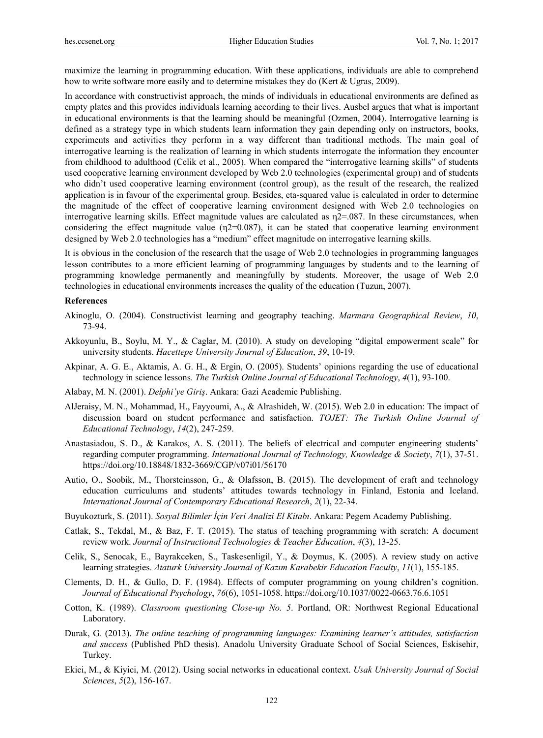maximize the learning in programming education. With these applications, individuals are able to comprehend how to write software more easily and to determine mistakes they do (Kert & Ugras, 2009).

In accordance with constructivist approach, the minds of individuals in educational environments are defined as empty plates and this provides individuals learning according to their lives. Ausbel argues that what is important in educational environments is that the learning should be meaningful (Ozmen, 2004). Interrogative learning is defined as a strategy type in which students learn information they gain depending only on instructors, books, experiments and activities they perform in a way different than traditional methods. The main goal of interrogative learning is the realization of learning in which students interrogate the information they encounter from childhood to adulthood (Celik et al., 2005). When compared the "interrogative learning skills" of students used cooperative learning environment developed by Web 2.0 technologies (experimental group) and of students who didn't used cooperative learning environment (control group), as the result of the research, the realized application is in favour of the experimental group. Besides, eta-squared value is calculated in order to determine the magnitude of the effect of cooperative learning environment designed with Web 2.0 technologies on interrogative learning skills. Effect magnitude values are calculated as $\eta^2$=.087. In these circumstances, when considering the effect magnitude value ($\eta^2$=0.087), it can be stated that cooperative learning environment designed by Web 2.0 technologies has a "medium" effect magnitude on interrogative learning skills.

It is obvious in the conclusion of the research that the usage of Web 2.0 technologies in programming languages lesson contributes to a more efficient learning of programming languages by students and to the learning of programming knowledge permanently and meaningfully by students. Moreover, the usage of Web 2.0 technologies in educational environments increases the quality of the education (Tuzun, 2007).

## References

Akinoglu, O. (2004). Constructivist learning and geography teaching. *Marmara Geographical Review*, *10*, 73-94.

Akkoyunlu, B., Soylu, M. Y., & Caglar, M. (2010). A study on developing "digital empowerment scale" for university students. *Hacettepe University Journal of Education*, *39*, 10-19.

Akpinar, A. G. E., Aktamis, A. G. H., & Ergin, O. (2005). Students' opinions regarding the use of educational technology in science lessons. *The Turkish Online Journal of Educational Technology*, *4*(1), 93-100.

Alabay, M. N. (2001). *Delphi'ye Giriş*. Ankara: Gazi Academic Publishing.

AlJeraisy, M. N., Mohammad, H., Fayyoumi, A., & Alrashideh, W. (2015). Web 2.0 in education: The impact of discussion board on student performance and satisfaction. *TOJET: The Turkish Online Journal of Educational Technology*, *14*(2), 247-259.

Anastasiadou, S. D., & Karakos, A. S. (2011). The beliefs of electrical and computer engineering students' regarding computer programming. *International Journal of Technology, Knowledge & Society*, *7*(1), 37-51. https://doi.org/10.18848/1832-3669/CGP/v07i01/56170

Autio, O., Soobik, M., Thorsteinsson, G., & Olafsson, B. (2015). The development of craft and technology education curriculums and students' attitudes towards technology in Finland, Estonia and Iceland. *International Journal of Contemporary Educational Research*, *2*(1), 22-34.

Buyukozturk, S. (2011). *Sosyal Bilimler İçin Veri Analizi El Kitabı*. Ankara: Pegem Academy Publishing.

Catlak, S., Tekdal, M., & Baz, F. T. (2015). The status of teaching programming with scratch: A document review work. *Journal of Instructional Technologies & Teacher Education*, *4*(3), 13-25.

Celik, S., Senocak, E., Bayrakceken, S., Taskesenligil, Y., & Doymus, K. (2005). A review study on active learning strategies. *Ataturk University Journal of Kazım Karabekir Education Faculty*, *11*(1), 155-185.

Clements, D. H., & Gullo, D. F. (1984). Effects of computer programming on young children's cognition. *Journal of Educational Psychology*, *76*(6), 1051-1058. https://doi.org/10.1037/0022-0663.76.6.1051

Cotton, K. (1989). *Classroom questioning Close-up No. 5*. Portland, OR: Northwest Regional Educational Laboratory.

Durak, G. (2013). *The online teaching of programming languages: Examining learner's attitudes, satisfaction and success* (Published PhD thesis). Anadolu University Graduate School of Social Sciences, Eskisehir, Turkey.

Ekici, M., & Kiyici, M. (2012). Using social networks in educational context. *Usak University Journal of Social Sciences*, *5*(2), 156-167.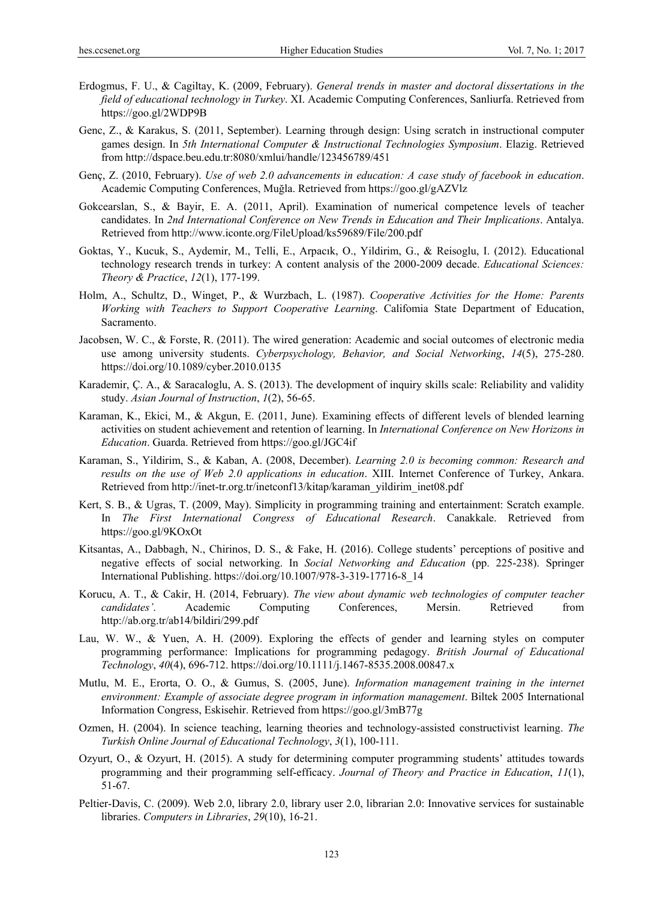Erdogmus, F. U., & Cagiltay, K. (2009, February). *General trends in master and doctoral dissertations in the field of educational technology in Turkey*. XI. Academic Computing Conferences, Sanliurfa. Retrieved from https://goo.gl/2WDP9B

Genc, Z., & Karakus, S. (2011, September). Learning through design: Using scratch in instructional computer games design. In *5th International Computer & Instructional Technologies Symposium*. Elazig. Retrieved from http://dspace.beu.edu.tr:8080/xmlui/handle/123456789/451

Genç, Z. (2010, February). *Use of web 2.0 advancements in education: A case study of facebook in education*. Academic Computing Conferences, Muğla. Retrieved from https://goo.gl/gAZVlz

Gokcearslan, S., & Bayir, E. A. (2011, April). Examination of numerical competence levels of teacher candidates. In *2nd International Conference on New Trends in Education and Their Implications*. Antalya. Retrieved from http://www.iconte.org/FileUpload/ks59689/File/200.pdf

Goktas, Y., Kucuk, S., Aydemir, M., Telli, E., Arpacık, O., Yildirim, G., & Reisoglu, I. (2012). Educational technology research trends in turkey: A content analysis of the 2000-2009 decade. *Educational Sciences: Theory & Practice*, *12*(1), 177-199.

Holm, A., Schultz, D., Winget, P., & Wurzbach, L. (1987). *Cooperative Activities for the Home: Parents Working with Teachers to Support Cooperative Learning*. Califomia State Department of Education, Sacramento.

Jacobsen, W. C., & Forste, R. (2011). The wired generation: Academic and social outcomes of electronic media use among university students. *Cyberpsychology, Behavior, and Social Networking*, *14*(5), 275-280. https://doi.org/10.1089/cyber.2010.0135

Karademir, Ç. A., & Saracaloglu, A. S. (2013). The development of inquiry skills scale: Reliability and validity study. *Asian Journal of Instruction*, *1*(2), 56-65.

Karaman, K., Ekici, M., & Akgun, E. (2011, June). Examining effects of different levels of blended learning activities on student achievement and retention of learning. In *International Conference on New Horizons in Education*. Guarda. Retrieved from https://goo.gl/JGC4if

Karaman, S., Yildirim, S., & Kaban, A. (2008, December). *Learning 2.0 is becoming common: Research and results on the use of Web 2.0 applications in education*. XIII. Internet Conference of Turkey, Ankara. Retrieved from http://inet-tr.org.tr/inetconf13/kitap/karaman_yildirim_inet08.pdf

Kert, S. B., & Ugras, T. (2009, May). Simplicity in programming training and entertainment: Scratch example. In *The First International Congress of Educational Research*. Canakkale. Retrieved from https://goo.gl/9KOxOt

Kitsantas, A., Dabbagh, N., Chirinos, D. S., & Fake, H. (2016). College students' perceptions of positive and negative effects of social networking. In *Social Networking and Education* (pp. 225-238). Springer International Publishing. https://doi.org/10.1007/978-3-319-17716-8_14

Korucu, A. T., & Cakir, H. (2014, February). *The view about dynamic web technologies of computer teacher candidates'*. Academic Computing Conferences, Mersin. Retrieved from http://ab.org.tr/ab14/bildiri/299.pdf

Lau, W. W., & Yuen, A. H. (2009). Exploring the effects of gender and learning styles on computer programming performance: Implications for programming pedagogy. *British Journal of Educational Technology*, *40*(4), 696-712. https://doi.org/10.1111/j.1467-8535.2008.00847.x

Mutlu, M. E., Erorta, O. O., & Gumus, S. (2005, June). *Information management training in the internet environment: Example of associate degree program in information management*. Biltek 2005 International Information Congress, Eskisehir. Retrieved from https://goo.gl/3mB77g

Ozmen, H. (2004). In science teaching, learning theories and technology-assisted constructivist learning. *The Turkish Online Journal of Educational Technology*, *3*(1), 100-111.

Ozyurt, O., & Ozyurt, H. (2015). A study for determining computer programming students' attitudes towards programming and their programming self-efficacy. *Journal of Theory and Practice in Education*, *11*(1), 51-67.

Peltier-Davis, C. (2009). Web 2.0, library 2.0, library user 2.0, librarian 2.0: Innovative services for sustainable libraries. *Computers in Libraries*, *29*(10), 16-21.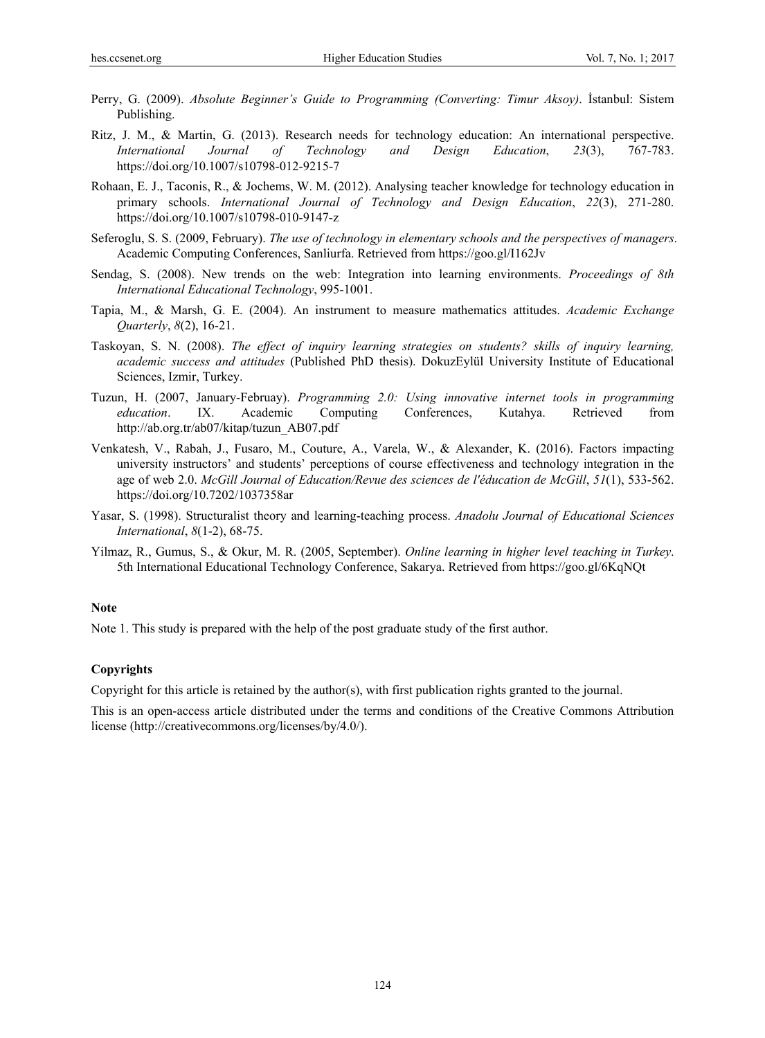Perry, G. (2009). *Absolute Beginner's Guide to Programming (Converting: Timur Aksoy)*. İstanbul: Sistem Publishing.

Ritz, J. M., & Martin, G. (2013). Research needs for technology education: An international perspective. *International Journal of Technology and Design Education*, *23*(3), 767-783. https://doi.org/10.1007/s10798-012-9215-7

Rohaan, E. J., Taconis, R., & Jochems, W. M. (2012). Analysing teacher knowledge for technology education in primary schools. *International Journal of Technology and Design Education*, *22*(3), 271-280. https://doi.org/10.1007/s10798-010-9147-z

Seferoglu, S. S. (2009, February). *The use of technology in elementary schools and the perspectives of managers*. Academic Computing Conferences, Sanliurfa. Retrieved from https://goo.gl/I162Jv

Sendag, S. (2008). New trends on the web: Integration into learning environments. *Proceedings of 8th International Educational Technology*, 995-1001.

Tapia, M., & Marsh, G. E. (2004). An instrument to measure mathematics attitudes. *Academic Exchange Quarterly*, *8*(2), 16-21.

Taskoyan, S. N. (2008). *The effect of inquiry learning strategies on students? skills of inquiry learning, academic success and attitudes* (Published PhD thesis). DokuzEylül University Institute of Educational Sciences, Izmir, Turkey.

Tuzun, H. (2007, January-Februay). *Programming 2.0: Using innovative internet tools in programming education*. IX. Academic Computing Conferences, Kutahya. Retrieved from http://ab.org.tr/ab07/kitap/tuzun_AB07.pdf

Venkatesh, V., Rabah, J., Fusaro, M., Couture, A., Varela, W., & Alexander, K. (2016). Factors impacting university instructors' and students' perceptions of course effectiveness and technology integration in the age of web 2.0. *McGill Journal of Education/Revue des sciences de l'éducation de McGill*, *51*(1), 533-562. https://doi.org/10.7202/1037358ar

Yasar, S. (1998). Structuralist theory and learning-teaching process. *Anadolu Journal of Educational Sciences International*, *8*(1-2), 68-75.

Yilmaz, R., Gumus, S., & Okur, M. R. (2005, September). *Online learning in higher level teaching in Turkey*. 5th International Educational Technology Conference, Sakarya. Retrieved from https://goo.gl/6KqNQt

**Note**

Note 1. This study is prepared with the help of the post graduate study of the first author.

**Copyrights**

Copyright for this article is retained by the author(s), with first publication rights granted to the journal.

This is an open-access article distributed under the terms and conditions of the Creative Commons Attribution license (http://creativecommons.org/licenses/by/4.0/).